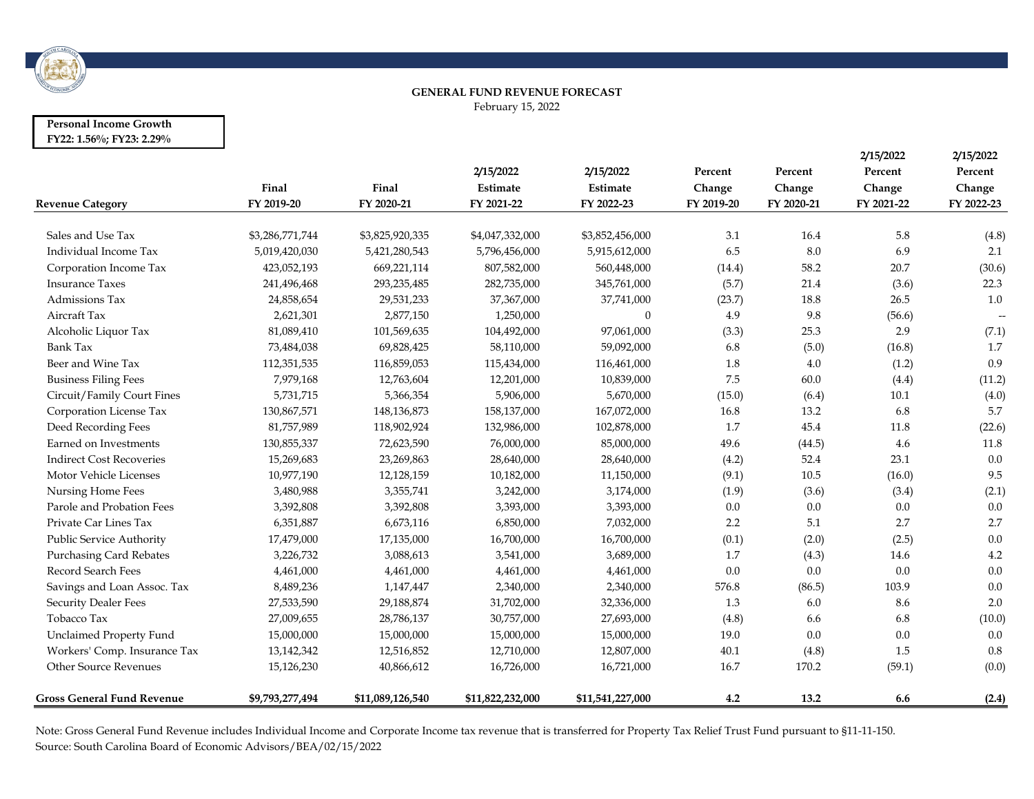## GENERAL FUND REVENUE FORECAST

February 15, 2022

**Personal Income Growth**
**FY22: 1.56%; FY23: 2.29%**

| Revenue Category | Final FY 2019-20 | Final FY 2020-21 | 2/15/2022 Estimate FY 2021-22 | 2/15/2022 Estimate FY 2022-23 | Percent Change FY 2019-20 | Percent Change FY 2020-21 | 2/15/2022 Percent Change FY 2021-22 | 2/15/2022 Percent Change FY 2022-23 |
|---|---|---|---|---|---|---|---|---|
| Sales and Use Tax | $3,286,771,744 | $3,825,920,335 | $4,047,332,000 | $3,852,456,000 | 3.1 | 16.4 | 5.8 | (4.8) |
| Individual Income Tax | 5,019,420,030 | 5,421,280,543 | 5,796,456,000 | 5,915,612,000 | 6.5 | 8.0 | 6.9 | 2.1 |
| Corporation Income Tax | 423,052,193 | 669,221,114 | 807,582,000 | 560,448,000 | (14.4) | 58.2 | 20.7 | (30.6) |
| Insurance Taxes | 241,496,468 | 293,235,485 | 282,735,000 | 345,761,000 | (5.7) | 21.4 | (3.6) | 22.3 |
| Admissions Tax | 24,858,654 | 29,531,233 | 37,367,000 | 37,741,000 | (23.7) | 18.8 | 26.5 | 1.0 |
| Aircraft Tax | 2,621,301 | 2,877,150 | 1,250,000 | 0 | 4.9 | 9.8 | (56.6) | -- |
| Alcoholic Liquor Tax | 81,089,410 | 101,569,635 | 104,492,000 | 97,061,000 | (3.3) | 25.3 | 2.9 | (7.1) |
| Bank Tax | 73,484,038 | 69,828,425 | 58,110,000 | 59,092,000 | 6.8 | (5.0) | (16.8) | 1.7 |
| Beer and Wine Tax | 112,351,535 | 116,859,053 | 115,434,000 | 116,461,000 | 1.8 | 4.0 | (1.2) | 0.9 |
| Business Filing Fees | 7,979,168 | 12,763,604 | 12,201,000 | 10,839,000 | 7.5 | 60.0 | (4.4) | (11.2) |
| Circuit/Family Court Fines | 5,731,715 | 5,366,354 | 5,906,000 | 5,670,000 | (15.0) | (6.4) | 10.1 | (4.0) |
| Corporation License Tax | 130,867,571 | 148,136,873 | 158,137,000 | 167,072,000 | 16.8 | 13.2 | 6.8 | 5.7 |
| Deed Recording Fees | 81,757,989 | 118,902,924 | 132,986,000 | 102,878,000 | 1.7 | 45.4 | 11.8 | (22.6) |
| Earned on Investments | 130,855,337 | 72,623,590 | 76,000,000 | 85,000,000 | 49.6 | (44.5) | 4.6 | 11.8 |
| Indirect Cost Recoveries | 15,269,683 | 23,269,863 | 28,640,000 | 28,640,000 | (4.2) | 52.4 | 23.1 | 0.0 |
| Motor Vehicle Licenses | 10,977,190 | 12,128,159 | 10,182,000 | 11,150,000 | (9.1) | 10.5 | (16.0) | 9.5 |
| Nursing Home Fees | 3,480,988 | 3,355,741 | 3,242,000 | 3,174,000 | (1.9) | (3.6) | (3.4) | (2.1) |
| Parole and Probation Fees | 3,392,808 | 3,392,808 | 3,393,000 | 3,393,000 | 0.0 | 0.0 | 0.0 | 0.0 |
| Private Car Lines Tax | 6,351,887 | 6,673,116 | 6,850,000 | 7,032,000 | 2.2 | 5.1 | 2.7 | 2.7 |
| Public Service Authority | 17,479,000 | 17,135,000 | 16,700,000 | 16,700,000 | (0.1) | (2.0) | (2.5) | 0.0 |
| Purchasing Card Rebates | 3,226,732 | 3,088,613 | 3,541,000 | 3,689,000 | 1.7 | (4.3) | 14.6 | 4.2 |
| Record Search Fees | 4,461,000 | 4,461,000 | 4,461,000 | 4,461,000 | 0.0 | 0.0 | 0.0 | 0.0 |
| Savings and Loan Assoc. Tax | 8,489,236 | 1,147,447 | 2,340,000 | 2,340,000 | 576.8 | (86.5) | 103.9 | 0.0 |
| Security Dealer Fees | 27,533,590 | 29,188,874 | 31,702,000 | 32,336,000 | 1.3 | 6.0 | 8.6 | 2.0 |
| Tobacco Tax | 27,009,655 | 28,786,137 | 30,757,000 | 27,693,000 | (4.8) | 6.6 | 6.8 | (10.0) |
| Unclaimed Property Fund | 15,000,000 | 15,000,000 | 15,000,000 | 15,000,000 | 19.0 | 0.0 | 0.0 | 0.0 |
| Workers' Comp. Insurance Tax | 13,142,342 | 12,516,852 | 12,710,000 | 12,807,000 | 40.1 | (4.8) | 1.5 | 0.8 |
| Other Source Revenues | 15,126,230 | 40,866,612 | 16,726,000 | 16,721,000 | 16.7 | 170.2 | (59.1) | (0.0) |
| **Gross General Fund Revenue** | **$9,793,277,494** | **$11,089,126,540** | **$11,822,232,000** | **$11,541,227,000** | **4.2** | **13.2** | **6.6** | **(2.4)** |

Note: Gross General Fund Revenue includes Individual Income and Corporate Income tax revenue that is transferred for Property Tax Relief Trust Fund pursuant to §11-11-150.

Source: South Carolina Board of Economic Advisors/BEA/02/15/2022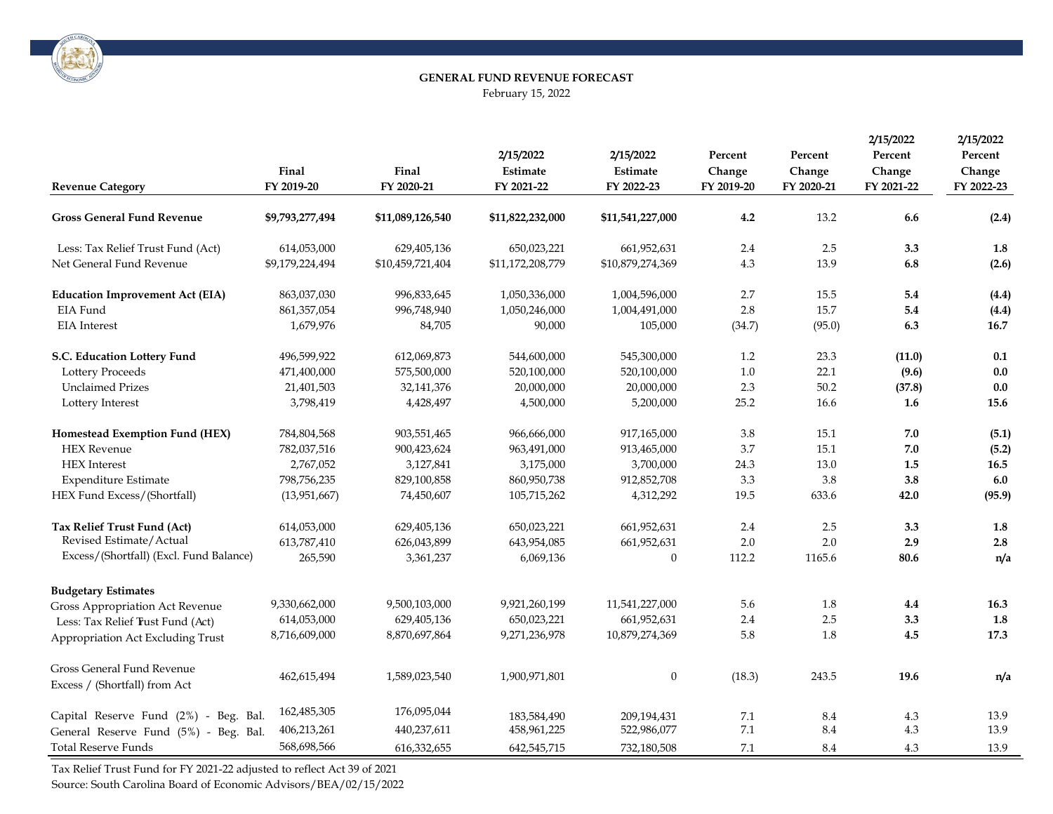# GENERAL FUND REVENUE FORECAST

February 15, 2022

| Revenue Category | Final FY 2019-20 | Final FY 2020-21 | 2/15/2022 Estimate FY 2021-22 | 2/15/2022 Estimate FY 2022-23 | Percent Change FY 2019-20 | Percent Change FY 2020-21 | 2/15/2022 Percent Change FY 2021-22 | 2/15/2022 Percent Change FY 2022-23 |
|---|---|---|---|---|---|---|---|---|
| **Gross General Fund Revenue** | **$9,793,277,494** | **$11,089,126,540** | **$11,822,232,000** | **$11,541,227,000** | **4.2** | 13.2 | **6.6** | **(2.4)** |
| Less: Tax Relief Trust Fund (Act) | 614,053,000 | 629,405,136 | 650,023,221 | 661,952,631 | 2.4 | 2.5 | **3.3** | **1.8** |
| Net General Fund Revenue | $9,179,224,494 | $10,459,721,404 | $11,172,208,779 | $10,879,274,369 | 4.3 | 13.9 | **6.8** | **(2.6)** |
| **Education Improvement Act (EIA)** | 863,037,030 | 996,833,645 | 1,050,336,000 | 1,004,596,000 | 2.7 | 15.5 | **5.4** | **(4.4)** |
| EIA Fund | 861,357,054 | 996,748,940 | 1,050,246,000 | 1,004,491,000 | 2.8 | 15.7 | **5.4** | **(4.4)** |
| EIA Interest | 1,679,976 | 84,705 | 90,000 | 105,000 | (34.7) | (95.0) | **6.3** | **16.7** |
| **S.C. Education Lottery Fund** | 496,599,922 | 612,069,873 | 544,600,000 | 545,300,000 | 1.2 | 23.3 | **(11.0)** | **0.1** |
| Lottery Proceeds | 471,400,000 | 575,500,000 | 520,100,000 | 520,100,000 | 1.0 | 22.1 | **(9.6)** | **0.0** |
| Unclaimed Prizes | 21,401,503 | 32,141,376 | 20,000,000 | 20,000,000 | 2.3 | 50.2 | **(37.8)** | **0.0** |
| Lottery Interest | 3,798,419 | 4,428,497 | 4,500,000 | 5,200,000 | 25.2 | 16.6 | **1.6** | **15.6** |
| **Homestead Exemption Fund (HEX)** | 784,804,568 | 903,551,465 | 966,666,000 | 917,165,000 | 3.8 | 15.1 | **7.0** | **(5.1)** |
| HEX Revenue | 782,037,516 | 900,423,624 | 963,491,000 | 913,465,000 | 3.7 | 15.1 | **7.0** | **(5.2)** |
| HEX Interest | 2,767,052 | 3,127,841 | 3,175,000 | 3,700,000 | 24.3 | 13.0 | **1.5** | **16.5** |
| Expenditure Estimate | 798,756,235 | 829,100,858 | 860,950,738 | 912,852,708 | 3.3 | 3.8 | **3.8** | **6.0** |
| HEX Fund Excess/(Shortfall) | (13,951,667) | 74,450,607 | 105,715,262 | 4,312,292 | 19.5 | 633.6 | **42.0** | **(95.9)** |
| **Tax Relief Trust Fund (Act)** | 614,053,000 | 629,405,136 | 650,023,221 | 661,952,631 | 2.4 | 2.5 | **3.3** | **1.8** |
| Revised Estimate/Actual | 613,787,410 | 626,043,899 | 643,954,085 | 661,952,631 | 2.0 | 2.0 | **2.9** | **2.8** |
| Excess/(Shortfall) (Excl. Fund Balance) | 265,590 | 3,361,237 | 6,069,136 | 0 | 112.2 | 1165.6 | **80.6** | **n/a** |
| **Budgetary Estimates** | | | | | | | | |
| Gross Appropriation Act Revenue | 9,330,662,000 | 9,500,103,000 | 9,921,260,199 | 11,541,227,000 | 5.6 | 1.8 | **4.4** | **16.3** |
| Less: Tax Relief Trust Fund (Act) | 614,053,000 | 629,405,136 | 650,023,221 | 661,952,631 | 2.4 | 2.5 | **3.3** | **1.8** |
| Appropriation Act Excluding Trust | 8,716,609,000 | 8,870,697,864 | 9,271,236,978 | 10,879,274,369 | 5.8 | 1.8 | **4.5** | **17.3** |
| Gross General Fund Revenue Excess / (Shortfall) from Act | 462,615,494 | 1,589,023,540 | 1,900,971,801 | 0 | (18.3) | 243.5 | **19.6** | **n/a** |
| Capital Reserve Fund (2%) - Beg. Bal. | 162,485,305 | 176,095,044 | 183,584,490 | 209,194,431 | 7.1 | 8.4 | 4.3 | 13.9 |
| General Reserve Fund (5%) - Beg. Bal. | 406,213,261 | 440,237,611 | 458,961,225 | 522,986,077 | 7.1 | 8.4 | 4.3 | 13.9 |
| Total Reserve Funds | 568,698,566 | 616,332,655 | 642,545,715 | 732,180,508 | 7.1 | 8.4 | 4.3 | 13.9 |

Tax Relief Trust Fund for FY 2021-22 adjusted to reflect Act 39 of 2021

Source: South Carolina Board of Economic Advisors/BEA/02/15/2022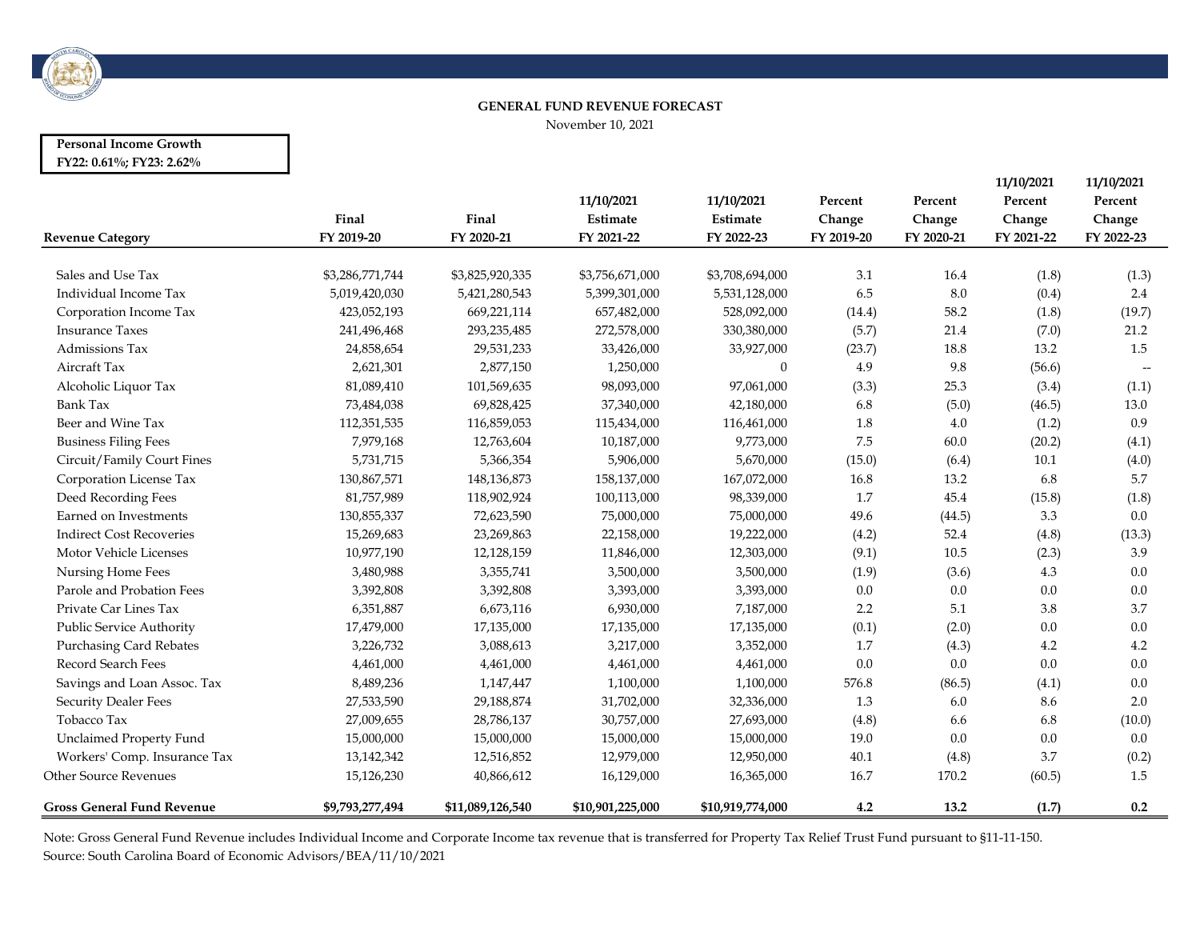**GENERAL FUND REVENUE FORECAST**

November 10, 2021

**Personal Income Growth**
**FY22: 0.61%; FY23: 2.62%**

| Revenue Category | Final FY 2019-20 | Final FY 2020-21 | 11/10/2021 Estimate FY 2021-22 | 11/10/2021 Estimate FY 2022-23 | Percent Change FY 2019-20 | Percent Change FY 2020-21 | 11/10/2021 Percent Change FY 2021-22 | 11/10/2021 Percent Change FY 2022-23 |
|---|---|---|---|---|---|---|---|---|
| Sales and Use Tax | $3,286,771,744 | $3,825,920,335 | $3,756,671,000 | $3,708,694,000 | 3.1 | 16.4 | (1.8) | (1.3) |
| Individual Income Tax | 5,019,420,030 | 5,421,280,543 | 5,399,301,000 | 5,531,128,000 | 6.5 | 8.0 | (0.4) | 2.4 |
| Corporation Income Tax | 423,052,193 | 669,221,114 | 657,482,000 | 528,092,000 | (14.4) | 58.2 | (1.8) | (19.7) |
| Insurance Taxes | 241,496,468 | 293,235,485 | 272,578,000 | 330,380,000 | (5.7) | 21.4 | (7.0) | 21.2 |
| Admissions Tax | 24,858,654 | 29,531,233 | 33,426,000 | 33,927,000 | (23.7) | 18.8 | 13.2 | 1.5 |
| Aircraft Tax | 2,621,301 | 2,877,150 | 1,250,000 | 0 | 4.9 | 9.8 | (56.6) | -- |
| Alcoholic Liquor Tax | 81,089,410 | 101,569,635 | 98,093,000 | 97,061,000 | (3.3) | 25.3 | (3.4) | (1.1) |
| Bank Tax | 73,484,038 | 69,828,425 | 37,340,000 | 42,180,000 | 6.8 | (5.0) | (46.5) | 13.0 |
| Beer and Wine Tax | 112,351,535 | 116,859,053 | 115,434,000 | 116,461,000 | 1.8 | 4.0 | (1.2) | 0.9 |
| Business Filing Fees | 7,979,168 | 12,763,604 | 10,187,000 | 9,773,000 | 7.5 | 60.0 | (20.2) | (4.1) |
| Circuit/Family Court Fines | 5,731,715 | 5,366,354 | 5,906,000 | 5,670,000 | (15.0) | (6.4) | 10.1 | (4.0) |
| Corporation License Tax | 130,867,571 | 148,136,873 | 158,137,000 | 167,072,000 | 16.8 | 13.2 | 6.8 | 5.7 |
| Deed Recording Fees | 81,757,989 | 118,902,924 | 100,113,000 | 98,339,000 | 1.7 | 45.4 | (15.8) | (1.8) |
| Earned on Investments | 130,855,337 | 72,623,590 | 75,000,000 | 75,000,000 | 49.6 | (44.5) | 3.3 | 0.0 |
| Indirect Cost Recoveries | 15,269,683 | 23,269,863 | 22,158,000 | 19,222,000 | (4.2) | 52.4 | (4.8) | (13.3) |
| Motor Vehicle Licenses | 10,977,190 | 12,128,159 | 11,846,000 | 12,303,000 | (9.1) | 10.5 | (2.3) | 3.9 |
| Nursing Home Fees | 3,480,988 | 3,355,741 | 3,500,000 | 3,500,000 | (1.9) | (3.6) | 4.3 | 0.0 |
| Parole and Probation Fees | 3,392,808 | 3,392,808 | 3,393,000 | 3,393,000 | 0.0 | 0.0 | 0.0 | 0.0 |
| Private Car Lines Tax | 6,351,887 | 6,673,116 | 6,930,000 | 7,187,000 | 2.2 | 5.1 | 3.8 | 3.7 |
| Public Service Authority | 17,479,000 | 17,135,000 | 17,135,000 | 17,135,000 | (0.1) | (2.0) | 0.0 | 0.0 |
| Purchasing Card Rebates | 3,226,732 | 3,088,613 | 3,217,000 | 3,352,000 | 1.7 | (4.3) | 4.2 | 4.2 |
| Record Search Fees | 4,461,000 | 4,461,000 | 4,461,000 | 4,461,000 | 0.0 | 0.0 | 0.0 | 0.0 |
| Savings and Loan Assoc. Tax | 8,489,236 | 1,147,447 | 1,100,000 | 1,100,000 | 576.8 | (86.5) | (4.1) | 0.0 |
| Security Dealer Fees | 27,533,590 | 29,188,874 | 31,702,000 | 32,336,000 | 1.3 | 6.0 | 8.6 | 2.0 |
| Tobacco Tax | 27,009,655 | 28,786,137 | 30,757,000 | 27,693,000 | (4.8) | 6.6 | 6.8 | (10.0) |
| Unclaimed Property Fund | 15,000,000 | 15,000,000 | 15,000,000 | 15,000,000 | 19.0 | 0.0 | 0.0 | 0.0 |
| Workers' Comp. Insurance Tax | 13,142,342 | 12,516,852 | 12,979,000 | 12,950,000 | 40.1 | (4.8) | 3.7 | (0.2) |
| Other Source Revenues | 15,126,230 | 40,866,612 | 16,129,000 | 16,365,000 | 16.7 | 170.2 | (60.5) | 1.5 |
| **Gross General Fund Revenue** | **$9,793,277,494** | **$11,089,126,540** | **$10,901,225,000** | **$10,919,774,000** | **4.2** | **13.2** | **(1.7)** | **0.2** |

Note: Gross General Fund Revenue includes Individual Income and Corporate Income tax revenue that is transferred for Property Tax Relief Trust Fund pursuant to §11-11-150.

Source: South Carolina Board of Economic Advisors/BEA/11/10/2021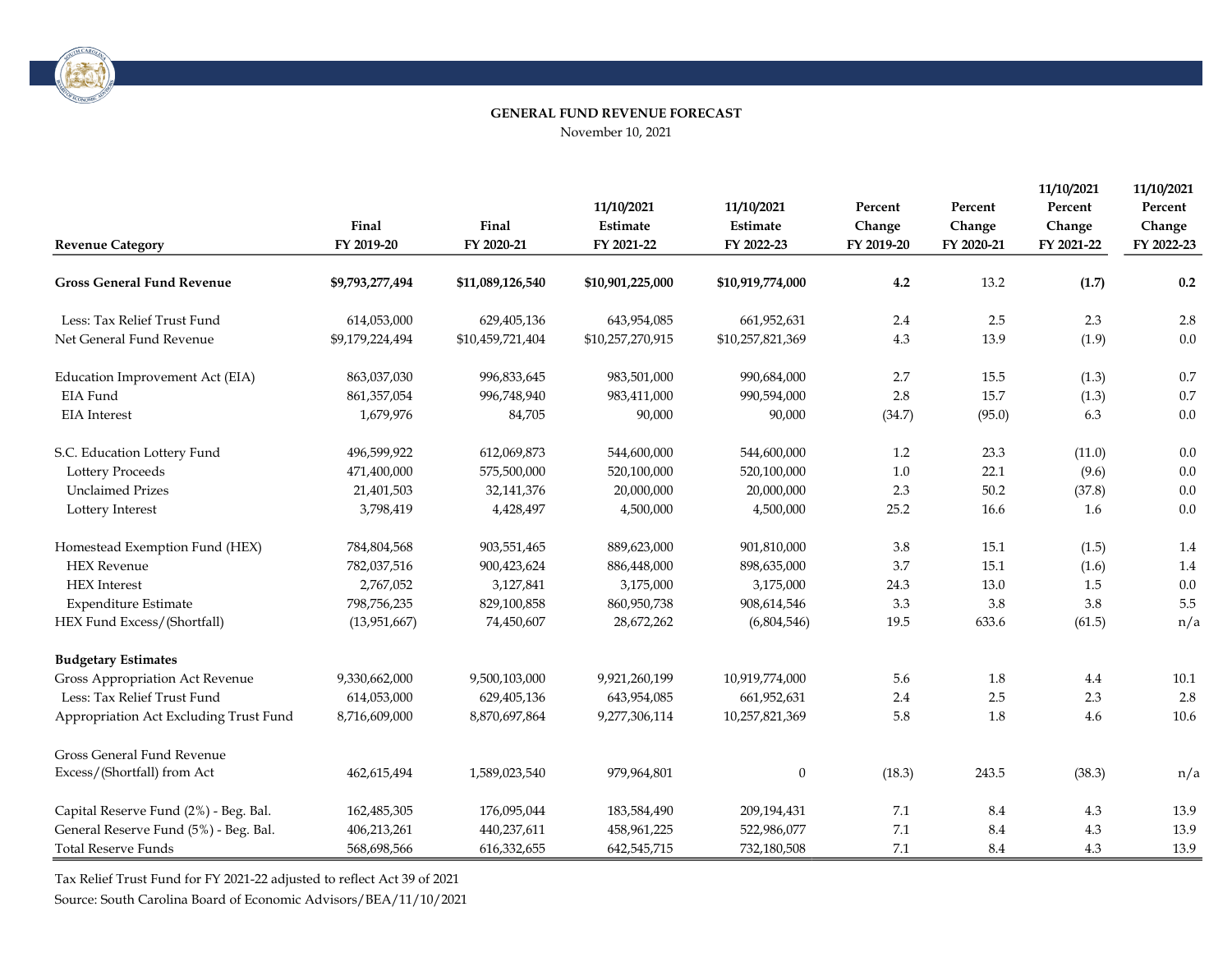**GENERAL FUND REVENUE FORECAST**

November 10, 2021

| Revenue Category | Final FY 2019-20 | Final FY 2020-21 | 11/10/2021 Estimate FY 2021-22 | 11/10/2021 Estimate FY 2022-23 | Percent Change FY 2019-20 | Percent Change FY 2020-21 | 11/10/2021 Percent Change FY 2021-22 | 11/10/2021 Percent Change FY 2022-23 |
|---|---|---|---|---|---|---|---|---|
| **Gross General Fund Revenue** | **$9,793,277,494** | **$11,089,126,540** | **$10,901,225,000** | **$10,919,774,000** | **4.2** | 13.2 | **(1.7)** | **0.2** |
| Less: Tax Relief Trust Fund | 614,053,000 | 629,405,136 | 643,954,085 | 661,952,631 | 2.4 | 2.5 | 2.3 | 2.8 |
| Net General Fund Revenue | $9,179,224,494 | $10,459,721,404 | $10,257,270,915 | $10,257,821,369 | 4.3 | 13.9 | (1.9) | 0.0 |
| Education Improvement Act (EIA) | 863,037,030 | 996,833,645 | 983,501,000 | 990,684,000 | 2.7 | 15.5 | (1.3) | 0.7 |
| EIA Fund | 861,357,054 | 996,748,940 | 983,411,000 | 990,594,000 | 2.8 | 15.7 | (1.3) | 0.7 |
| EIA Interest | 1,679,976 | 84,705 | 90,000 | 90,000 | (34.7) | (95.0) | 6.3 | 0.0 |
| S.C. Education Lottery Fund | 496,599,922 | 612,069,873 | 544,600,000 | 544,600,000 | 1.2 | 23.3 | (11.0) | 0.0 |
| Lottery Proceeds | 471,400,000 | 575,500,000 | 520,100,000 | 520,100,000 | 1.0 | 22.1 | (9.6) | 0.0 |
| Unclaimed Prizes | 21,401,503 | 32,141,376 | 20,000,000 | 20,000,000 | 2.3 | 50.2 | (37.8) | 0.0 |
| Lottery Interest | 3,798,419 | 4,428,497 | 4,500,000 | 4,500,000 | 25.2 | 16.6 | 1.6 | 0.0 |
| Homestead Exemption Fund (HEX) | 784,804,568 | 903,551,465 | 889,623,000 | 901,810,000 | 3.8 | 15.1 | (1.5) | 1.4 |
| HEX Revenue | 782,037,516 | 900,423,624 | 886,448,000 | 898,635,000 | 3.7 | 15.1 | (1.6) | 1.4 |
| HEX Interest | 2,767,052 | 3,127,841 | 3,175,000 | 3,175,000 | 24.3 | 13.0 | 1.5 | 0.0 |
| Expenditure Estimate | 798,756,235 | 829,100,858 | 860,950,738 | 908,614,546 | 3.3 | 3.8 | 3.8 | 5.5 |
| HEX Fund Excess/(Shortfall) | (13,951,667) | 74,450,607 | 28,672,262 | (6,804,546) | 19.5 | 633.6 | (61.5) | n/a |
| **Budgetary Estimates** | | | | | | | | |
| Gross Appropriation Act Revenue | 9,330,662,000 | 9,500,103,000 | 9,921,260,199 | 10,919,774,000 | 5.6 | 1.8 | 4.4 | 10.1 |
| Less: Tax Relief Trust Fund | 614,053,000 | 629,405,136 | 643,954,085 | 661,952,631 | 2.4 | 2.5 | 2.3 | 2.8 |
| Appropriation Act Excluding Trust Fund | 8,716,609,000 | 8,870,697,864 | 9,277,306,114 | 10,257,821,369 | 5.8 | 1.8 | 4.6 | 10.6 |
| Gross General Fund Revenue Excess/(Shortfall) from Act | 462,615,494 | 1,589,023,540 | 979,964,801 | 0 | (18.3) | 243.5 | (38.3) | n/a |
| Capital Reserve Fund (2%) - Beg. Bal. | 162,485,305 | 176,095,044 | 183,584,490 | 209,194,431 | 7.1 | 8.4 | 4.3 | 13.9 |
| General Reserve Fund (5%) - Beg. Bal. | 406,213,261 | 440,237,611 | 458,961,225 | 522,986,077 | 7.1 | 8.4 | 4.3 | 13.9 |
| Total Reserve Funds | 568,698,566 | 616,332,655 | 642,545,715 | 732,180,508 | 7.1 | 8.4 | 4.3 | 13.9 |

Tax Relief Trust Fund for FY 2021-22 adjusted to reflect Act 39 of 2021

Source: South Carolina Board of Economic Advisors/BEA/11/10/2021